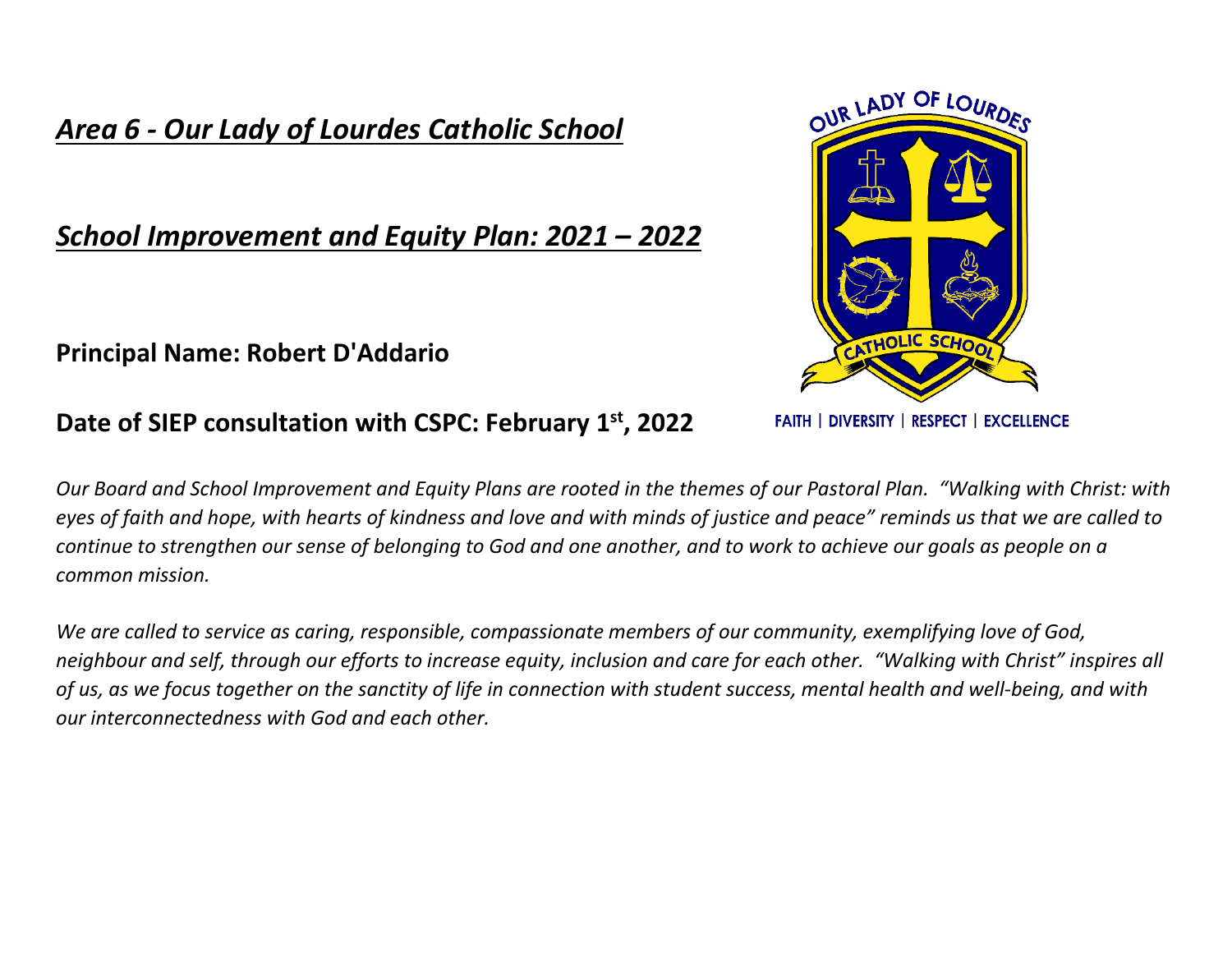# *Area 6 - Our Lady of Lourdes Catholic School*

## *School Improvement and Equity Plan: 2021 – 2022*

**Principal Name: Robert D'Addario**

**Date of SIEP consultation with CSPC: February 1st, 2022**

FAITH | DIVERSITY | RESPECT | EXCELLENCE

*Our Board and School Improvement and Equity Plans are rooted in the themes of our Pastoral Plan. "Walking with Christ: with eyes of faith and hope, with hearts of kindness and love and with minds of justice and peace" reminds us that we are called to continue to strengthen our sense of belonging to God and one another, and to work to achieve our goals as people on a common mission.*

*We are called to service as caring, responsible, compassionate members of our community, exemplifying love of God, neighbour and self, through our efforts to increase equity, inclusion and care for each other. "Walking with Christ" inspires all of us, as we focus together on the sanctity of life in connection with student success, mental health and well-being, and with our interconnectedness with God and each other.*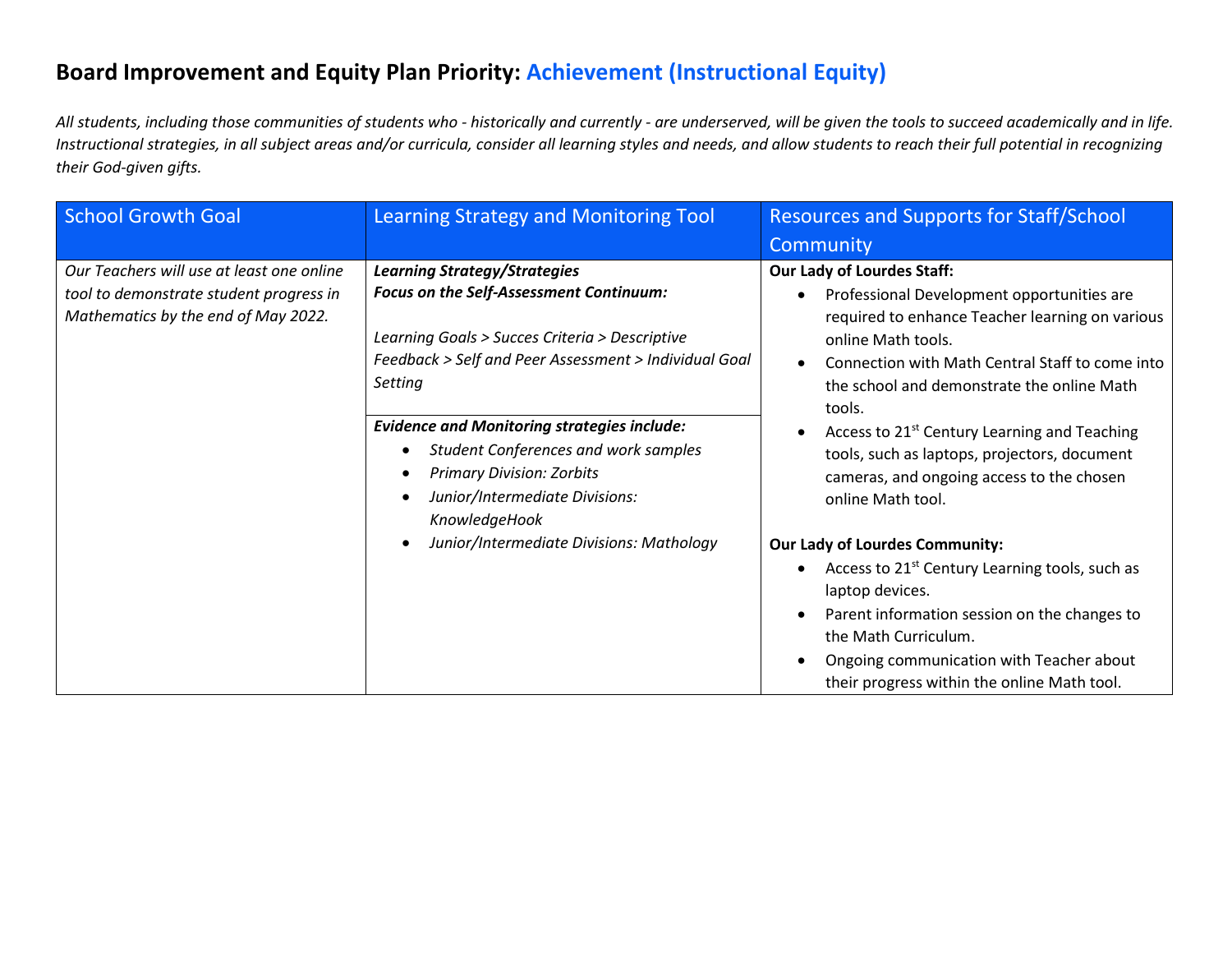## Board Improvement and Equity Plan Priority: Achievement (Instructional Equity)

*All students, including those communities of students who - historically and currently - are underserved, will be given the tools to succeed academically and in life. Instructional strategies, in all subject areas and/or curricula, consider all learning styles and needs, and allow students to reach their full potential in recognizing their God-given gifts.*

| School Growth Goal | Learning Strategy and Monitoring Tool | Resources and Supports for Staff/School Community |
|---|---|---|
| *Our Teachers will use at least one online tool to demonstrate student progress in Mathematics by the end of May 2022.* | ***Learning Strategy/Strategies*** <br> ***Focus on the Self-Assessment Continuum:*** <br><br> *Learning Goals > Succes Criteria > Descriptive Feedback > Self and Peer Assessment > Individual Goal Setting* <br><br> ***Evidence and Monitoring strategies include:*** <br> • *Student Conferences and work samples* <br> • *Primary Division: Zorbits* <br> • *Junior/Intermediate Divisions: KnowledgeHook* <br> • *Junior/Intermediate Divisions: Mathology* | **Our Lady of Lourdes Staff:** <br> • Professional Development opportunities are required to enhance Teacher learning on various online Math tools. <br> • Connection with Math Central Staff to come into the school and demonstrate the online Math tools. <br> • Access to 21st Century Learning and Teaching tools, such as laptops, projectors, document cameras, and ongoing access to the chosen online Math tool. <br><br> **Our Lady of Lourdes Community:** <br> • Access to 21st Century Learning tools, such as laptop devices. <br> • Parent information session on the changes to the Math Curriculum. <br> • Ongoing communication with Teacher about their progress within the online Math tool. |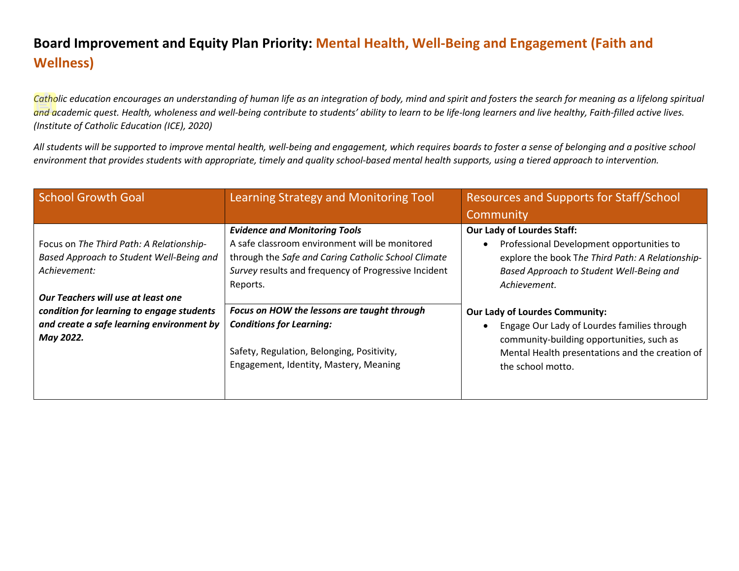# **Board Improvement and Equity Plan Priority: Mental Health, Well-Being and Engagement (Faith and Wellness)**

*Catholic education encourages an understanding of human life as an integration of body, mind and spirit and fosters the search for meaning as a lifelong spiritual and academic quest. Health, wholeness and well-being contribute to students' ability to learn to be life-long learners and live healthy, Faith-filled active lives. (Institute of Catholic Education (ICE), 2020)*

*All students will be supported to improve mental health, well-being and engagement, which requires boards to foster a sense of belonging and a positive school environment that provides students with appropriate, timely and quality school-based mental health supports, using a tiered approach to intervention.*

| School Growth Goal | Learning Strategy and Monitoring Tool | Resources and Supports for Staff/School Community |
|---|---|---|
| Focus on *The Third Path: A Relationship-Based Approach to Student Well-Being and Achievement:*<br><br>***Our Teachers will use at least one condition for learning to engage students and create a safe learning environment by May 2022.*** | ***Evidence and Monitoring Tools***<br>A safe classroom environment will be monitored through the *Safe and Caring Catholic School Climate Survey* results and frequency of Progressive Incident Reports.<br><br>***Focus on HOW the lessons are taught through Conditions for Learning:***<br><br>Safety, Regulation, Belonging, Positivity, Engagement, Identity, Mastery, Meaning | **Our Lady of Lourdes Staff:**<br>• Professional Development opportunities to explore the book T*he Third Path: A Relationship-Based Approach to Student Well-Being and Achievement.*<br><br>**Our Lady of Lourdes Community:**<br>• Engage Our Lady of Lourdes families through community-building opportunities, such as Mental Health presentations and the creation of the school motto. |